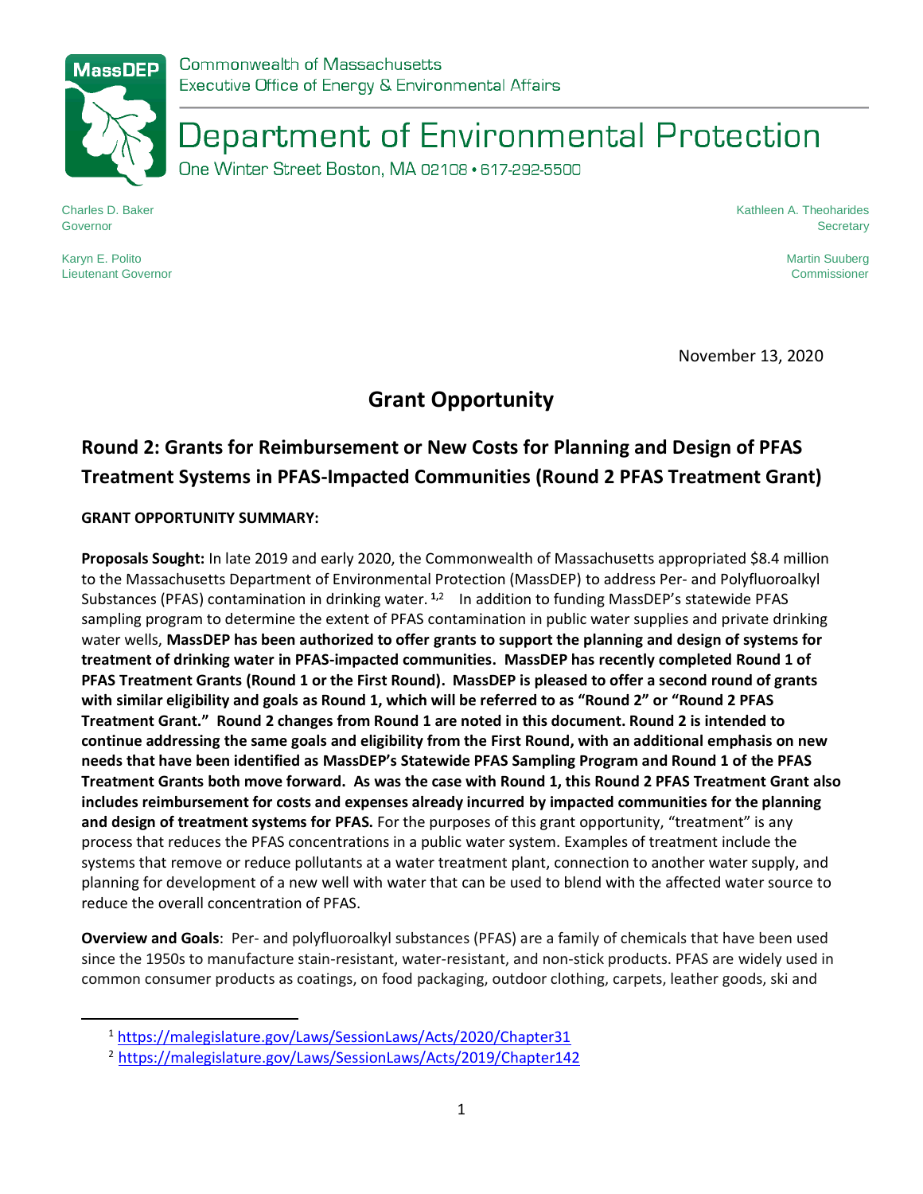MassDEP

Commonwealth of Massachusetts
Executive Office of Energy & Environmental Affairs

# Department of Environmental Protection

One Winter Street Boston, MA 02108 • 617-292-5500

Charles D. Baker
Governor

Karyn E. Polito
Lieutenant Governor

Kathleen A. Theoharides
Secretary

Martin Suuberg
Commissioner

November 13, 2020

## Grant Opportunity

## Round 2: Grants for Reimbursement or New Costs for Planning and Design of PFAS Treatment Systems in PFAS-Impacted Communities (Round 2 PFAS Treatment Grant)

**GRANT OPPORTUNITY SUMMARY:**

**Proposals Sought:** In late 2019 and early 2020, the Commonwealth of Massachusetts appropriated $8.4 million to the Massachusetts Department of Environmental Protection (MassDEP) to address Per- and Polyfluoroalkyl Substances (PFAS) contamination in drinking water.[1,2] In addition to funding MassDEP's statewide PFAS sampling program to determine the extent of PFAS contamination in public water supplies and private drinking water wells, **MassDEP has been authorized to offer grants to support the planning and design of systems for treatment of drinking water in PFAS-impacted communities. MassDEP has recently completed Round 1 of PFAS Treatment Grants (Round 1 or the First Round). MassDEP is pleased to offer a second round of grants with similar eligibility and goals as Round 1, which will be referred to as "Round 2" or "Round 2 PFAS Treatment Grant." Round 2 changes from Round 1 are noted in this document. Round 2 is intended to continue addressing the same goals and eligibility from the First Round, with an additional emphasis on new needs that have been identified as MassDEP's Statewide PFAS Sampling Program and Round 1 of the PFAS Treatment Grants both move forward. As was the case with Round 1, this Round 2 PFAS Treatment Grant also includes reimbursement for costs and expenses already incurred by impacted communities for the planning and design of treatment systems for PFAS.** For the purposes of this grant opportunity, "treatment" is any process that reduces the PFAS concentrations in a public water system. Examples of treatment include the systems that remove or reduce pollutants at a water treatment plant, connection to another water supply, and planning for development of a new well with water that can be used to blend with the affected water source to reduce the overall concentration of PFAS.

**Overview and Goals**: Per- and polyfluoroalkyl substances (PFAS) are a family of chemicals that have been used since the 1950s to manufacture stain-resistant, water-resistant, and non-stick products. PFAS are widely used in common consumer products as coatings, on food packaging, outdoor clothing, carpets, leather goods, ski and

[1] https://malegislature.gov/Laws/SessionLaws/Acts/2020/Chapter31

[2] https://malegislature.gov/Laws/SessionLaws/Acts/2019/Chapter142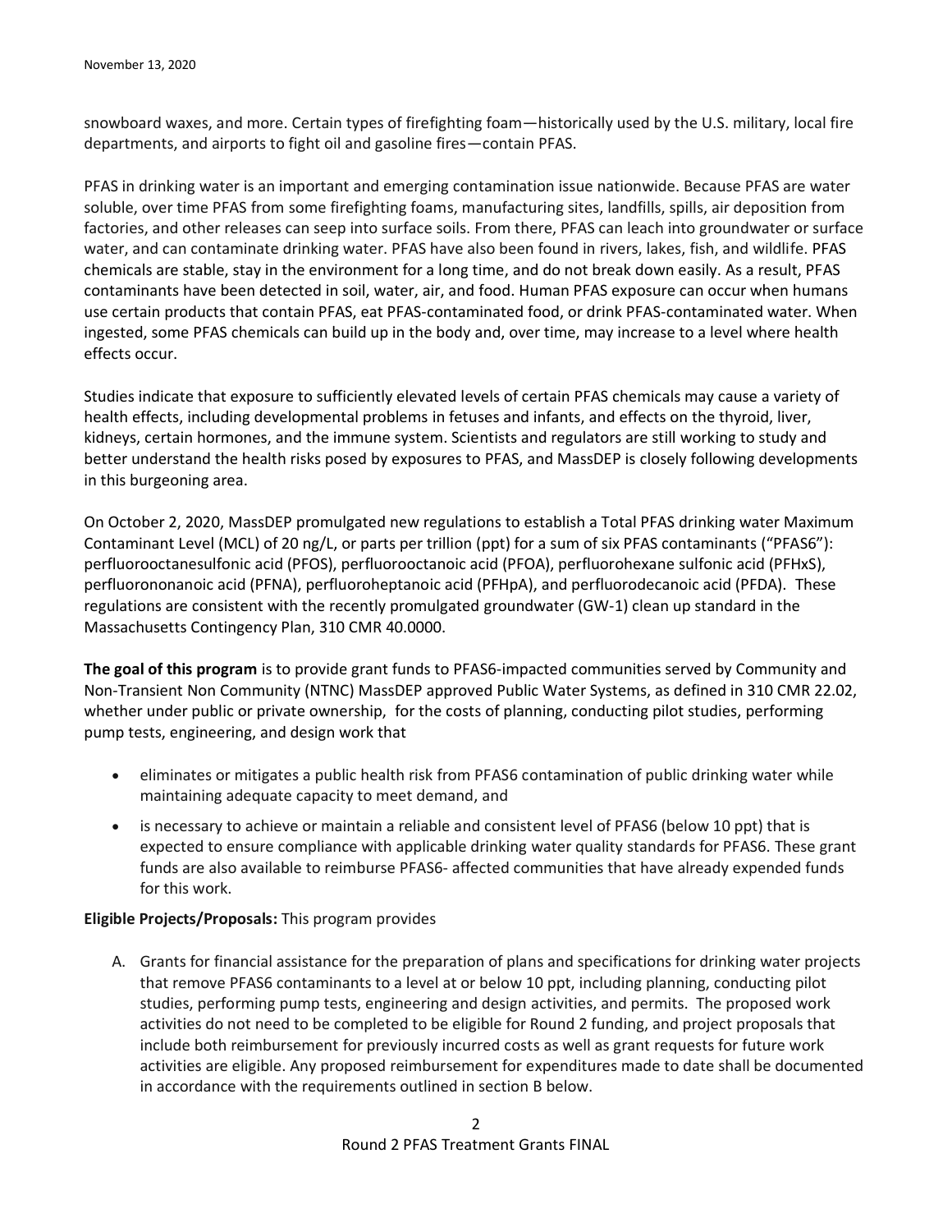snowboard waxes, and more. Certain types of firefighting foam—historically used by the U.S. military, local fire departments, and airports to fight oil and gasoline fires—contain PFAS.

PFAS in drinking water is an important and emerging contamination issue nationwide. Because PFAS are water soluble, over time PFAS from some firefighting foams, manufacturing sites, landfills, spills, air deposition from factories, and other releases can seep into surface soils. From there, PFAS can leach into groundwater or surface water, and can contaminate drinking water. PFAS have also been found in rivers, lakes, fish, and wildlife. PFAS chemicals are stable, stay in the environment for a long time, and do not break down easily. As a result, PFAS contaminants have been detected in soil, water, air, and food. Human PFAS exposure can occur when humans use certain products that contain PFAS, eat PFAS-contaminated food, or drink PFAS-contaminated water. When ingested, some PFAS chemicals can build up in the body and, over time, may increase to a level where health effects occur.

Studies indicate that exposure to sufficiently elevated levels of certain PFAS chemicals may cause a variety of health effects, including developmental problems in fetuses and infants, and effects on the thyroid, liver, kidneys, certain hormones, and the immune system. Scientists and regulators are still working to study and better understand the health risks posed by exposures to PFAS, and MassDEP is closely following developments in this burgeoning area.

On October 2, 2020, MassDEP promulgated new regulations to establish a Total PFAS drinking water Maximum Contaminant Level (MCL) of 20 ng/L, or parts per trillion (ppt) for a sum of six PFAS contaminants ("PFAS6"): perfluorooctanesulfonic acid (PFOS), perfluorooctanoic acid (PFOA), perfluorohexane sulfonic acid (PFHxS), perfluorononanoic acid (PFNA), perfluoroheptanoic acid (PFHpA), and perfluorodecanoic acid (PFDA). These regulations are consistent with the recently promulgated groundwater (GW-1) clean up standard in the Massachusetts Contingency Plan, 310 CMR 40.0000.

**The goal of this program** is to provide grant funds to PFAS6-impacted communities served by Community and Non-Transient Non Community (NTNC) MassDEP approved Public Water Systems, as defined in 310 CMR 22.02, whether under public or private ownership, for the costs of planning, conducting pilot studies, performing pump tests, engineering, and design work that

- eliminates or mitigates a public health risk from PFAS6 contamination of public drinking water while maintaining adequate capacity to meet demand, and
- is necessary to achieve or maintain a reliable and consistent level of PFAS6 (below 10 ppt) that is expected to ensure compliance with applicable drinking water quality standards for PFAS6. These grant funds are also available to reimburse PFAS6- affected communities that have already expended funds for this work.

**Eligible Projects/Proposals:** This program provides

A. Grants for financial assistance for the preparation of plans and specifications for drinking water projects that remove PFAS6 contaminants to a level at or below 10 ppt, including planning, conducting pilot studies, performing pump tests, engineering and design activities, and permits. The proposed work activities do not need to be completed to be eligible for Round 2 funding, and project proposals that include both reimbursement for previously incurred costs as well as grant requests for future work activities are eligible. Any proposed reimbursement for expenditures made to date shall be documented in accordance with the requirements outlined in section B below.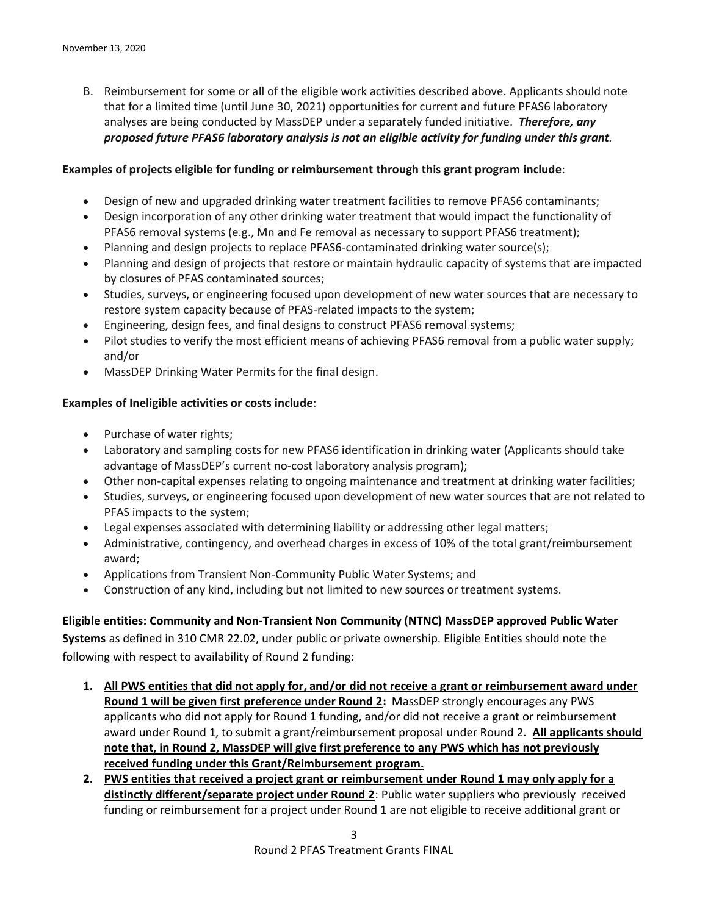B. Reimbursement for some or all of the eligible work activities described above. Applicants should note that for a limited time (until June 30, 2021) opportunities for current and future PFAS6 laboratory analyses are being conducted by MassDEP under a separately funded initiative. ***Therefore, any proposed future PFAS6 laboratory analysis is not an eligible activity for funding under this grant.***

**Examples of projects eligible for funding or reimbursement through this grant program include**:

- Design of new and upgraded drinking water treatment facilities to remove PFAS6 contaminants;
- Design incorporation of any other drinking water treatment that would impact the functionality of PFAS6 removal systems (e.g., Mn and Fe removal as necessary to support PFAS6 treatment);
- Planning and design projects to replace PFAS6-contaminated drinking water source(s);
- Planning and design of projects that restore or maintain hydraulic capacity of systems that are impacted by closures of PFAS contaminated sources;
- Studies, surveys, or engineering focused upon development of new water sources that are necessary to restore system capacity because of PFAS-related impacts to the system;
- Engineering, design fees, and final designs to construct PFAS6 removal systems;
- Pilot studies to verify the most efficient means of achieving PFAS6 removal from a public water supply; and/or
- MassDEP Drinking Water Permits for the final design.

**Examples of Ineligible activities or costs include**:

- Purchase of water rights;
- Laboratory and sampling costs for new PFAS6 identification in drinking water (Applicants should take advantage of MassDEP's current no-cost laboratory analysis program);
- Other non-capital expenses relating to ongoing maintenance and treatment at drinking water facilities;
- Studies, surveys, or engineering focused upon development of new water sources that are not related to PFAS impacts to the system;
- Legal expenses associated with determining liability or addressing other legal matters;
- Administrative, contingency, and overhead charges in excess of 10% of the total grant/reimbursement award;
- Applications from Transient Non-Community Public Water Systems; and
- Construction of any kind, including but not limited to new sources or treatment systems.

**Eligible entities: Community and Non-Transient Non Community (NTNC) MassDEP approved Public Water Systems** as defined in 310 CMR 22.02, under public or private ownership. Eligible Entities should note the following with respect to availability of Round 2 funding:

1. **<u>All PWS entities that did not apply for, and/or did not receive a grant or reimbursement award under Round 1 will be given first preference under Round 2</u>:** MassDEP strongly encourages any PWS applicants who did not apply for Round 1 funding, and/or did not receive a grant or reimbursement award under Round 1, to submit a grant/reimbursement proposal under Round 2. **<u>All applicants should note that, in Round 2, MassDEP will give first preference to any PWS which has not previously received funding under this Grant/Reimbursement program.</u>**
2. **<u>PWS entities that received a project grant or reimbursement under Round 1 may only apply for a distinctly different/separate project under Round 2</u>**: Public water suppliers who previously received funding or reimbursement for a project under Round 1 are not eligible to receive additional grant or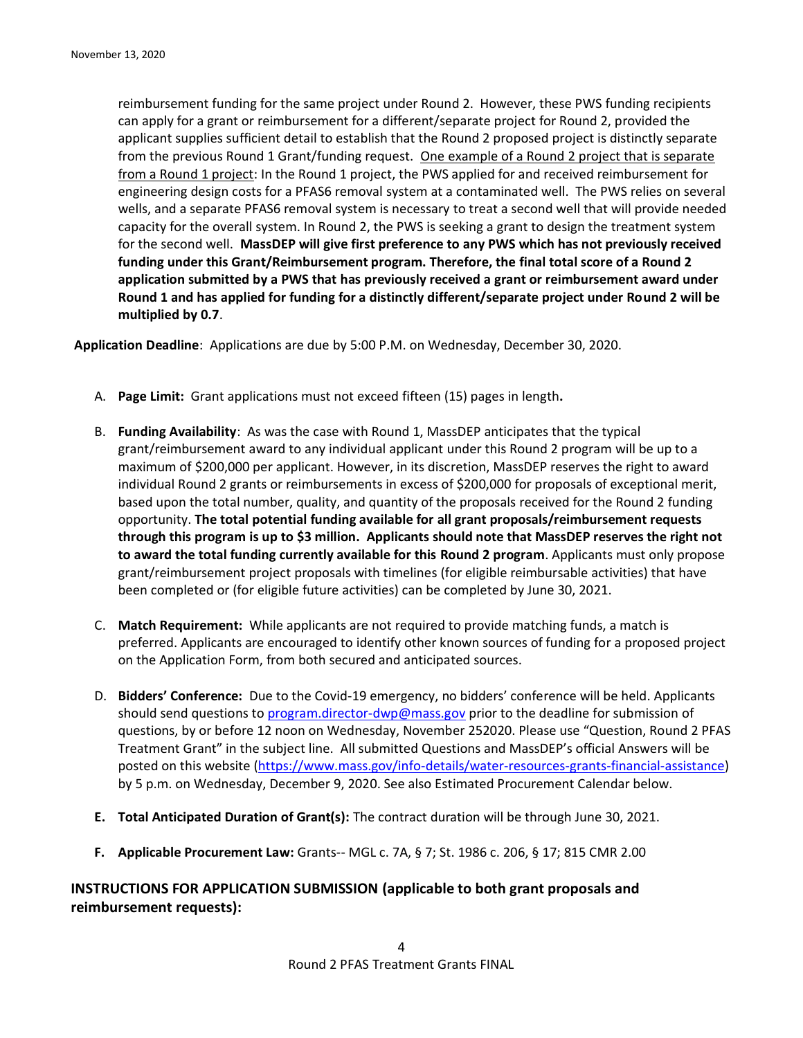reimbursement funding for the same project under Round 2. However, these PWS funding recipients can apply for a grant or reimbursement for a different/separate project for Round 2, provided the applicant supplies sufficient detail to establish that the Round 2 proposed project is distinctly separate from the previous Round 1 Grant/funding request. <u>One example of a Round 2 project that is separate from a Round 1 project</u>: In the Round 1 project, the PWS applied for and received reimbursement for engineering design costs for a PFAS6 removal system at a contaminated well. The PWS relies on several wells, and a separate PFAS6 removal system is necessary to treat a second well that will provide needed capacity for the overall system. In Round 2, the PWS is seeking a grant to design the treatment system for the second well. **MassDEP will give first preference to any PWS which has not previously received funding under this Grant/Reimbursement program. Therefore, the final total score of a Round 2 application submitted by a PWS that has previously received a grant or reimbursement award under Round 1 and has applied for funding for a distinctly different/separate project under Round 2 will be multiplied by 0.7**.

**Application Deadline**: Applications are due by 5:00 P.M. on Wednesday, December 30, 2020.

A. **Page Limit:** Grant applications must not exceed fifteen (15) pages in length**.**

B. **Funding Availability**: As was the case with Round 1, MassDEP anticipates that the typical grant/reimbursement award to any individual applicant under this Round 2 program will be up to a maximum of $200,000 per applicant. However, in its discretion, MassDEP reserves the right to award individual Round 2 grants or reimbursements in excess of $200,000 for proposals of exceptional merit, based upon the total number, quality, and quantity of the proposals received for the Round 2 funding opportunity. **The total potential funding available for all grant proposals/reimbursement requests through this program is up to $3 million. Applicants should note that MassDEP reserves the right not to award the total funding currently available for this Round 2 program**. Applicants must only propose grant/reimbursement project proposals with timelines (for eligible reimbursable activities) that have been completed or (for eligible future activities) can be completed by June 30, 2021.

C. **Match Requirement:** While applicants are not required to provide matching funds, a match is preferred. Applicants are encouraged to identify other known sources of funding for a proposed project on the Application Form, from both secured and anticipated sources.

D. **Bidders' Conference:** Due to the Covid-19 emergency, no bidders' conference will be held. Applicants should send questions to program.director-dwp@mass.gov prior to the deadline for submission of questions, by or before 12 noon on Wednesday, November 252020. Please use "Question, Round 2 PFAS Treatment Grant" in the subject line. All submitted Questions and MassDEP's official Answers will be posted on this website (https://www.mass.gov/info-details/water-resources-grants-financial-assistance) by 5 p.m. on Wednesday, December 9, 2020. See also Estimated Procurement Calendar below.

**E. Total Anticipated Duration of Grant(s):** The contract duration will be through June 30, 2021.

**F. Applicable Procurement Law:** Grants-- MGL c. 7A, § 7; St. 1986 c. 206, § 17; 815 CMR 2.00

## INSTRUCTIONS FOR APPLICATION SUBMISSION (applicable to both grant proposals and reimbursement requests):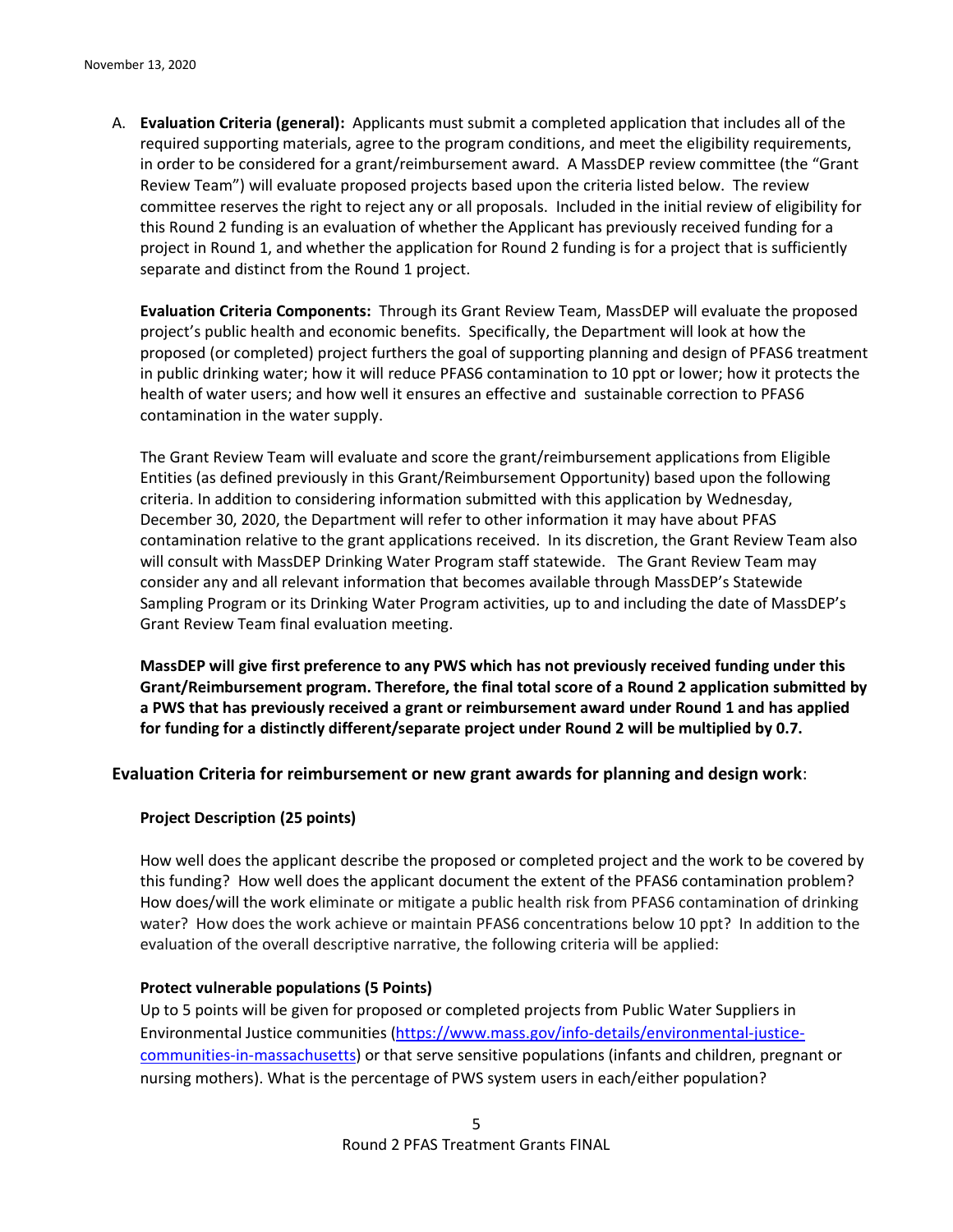A. **Evaluation Criteria (general):** Applicants must submit a completed application that includes all of the required supporting materials, agree to the program conditions, and meet the eligibility requirements, in order to be considered for a grant/reimbursement award. A MassDEP review committee (the "Grant Review Team") will evaluate proposed projects based upon the criteria listed below. The review committee reserves the right to reject any or all proposals. Included in the initial review of eligibility for this Round 2 funding is an evaluation of whether the Applicant has previously received funding for a project in Round 1, and whether the application for Round 2 funding is for a project that is sufficiently separate and distinct from the Round 1 project.

   **Evaluation Criteria Components:** Through its Grant Review Team, MassDEP will evaluate the proposed project's public health and economic benefits. Specifically, the Department will look at how the proposed (or completed) project furthers the goal of supporting planning and design of PFAS6 treatment in public drinking water; how it will reduce PFAS6 contamination to 10 ppt or lower; how it protects the health of water users; and how well it ensures an effective and sustainable correction to PFAS6 contamination in the water supply.

   The Grant Review Team will evaluate and score the grant/reimbursement applications from Eligible Entities (as defined previously in this Grant/Reimbursement Opportunity) based upon the following criteria. In addition to considering information submitted with this application by Wednesday, December 30, 2020, the Department will refer to other information it may have about PFAS contamination relative to the grant applications received. In its discretion, the Grant Review Team also will consult with MassDEP Drinking Water Program staff statewide. The Grant Review Team may consider any and all relevant information that becomes available through MassDEP's Statewide Sampling Program or its Drinking Water Program activities, up to and including the date of MassDEP's Grant Review Team final evaluation meeting.

   **MassDEP will give first preference to any PWS which has not previously received funding under this Grant/Reimbursement program. Therefore, the final total score of a Round 2 application submitted by a PWS that has previously received a grant or reimbursement award under Round 1 and has applied for funding for a distinctly different/separate project under Round 2 will be multiplied by 0.7.**

**Evaluation Criteria for reimbursement or new grant awards for planning and design work**:

**Project Description (25 points)**

How well does the applicant describe the proposed or completed project and the work to be covered by this funding? How well does the applicant document the extent of the PFAS6 contamination problem? How does/will the work eliminate or mitigate a public health risk from PFAS6 contamination of drinking water? How does the work achieve or maintain PFAS6 concentrations below 10 ppt? In addition to the evaluation of the overall descriptive narrative, the following criteria will be applied:

**Protect vulnerable populations (5 Points)**

Up to 5 points will be given for proposed or completed projects from Public Water Suppliers in Environmental Justice communities (https://www.mass.gov/info-details/environmental-justice-communities-in-massachusetts) or that serve sensitive populations (infants and children, pregnant or nursing mothers). What is the percentage of PWS system users in each/either population?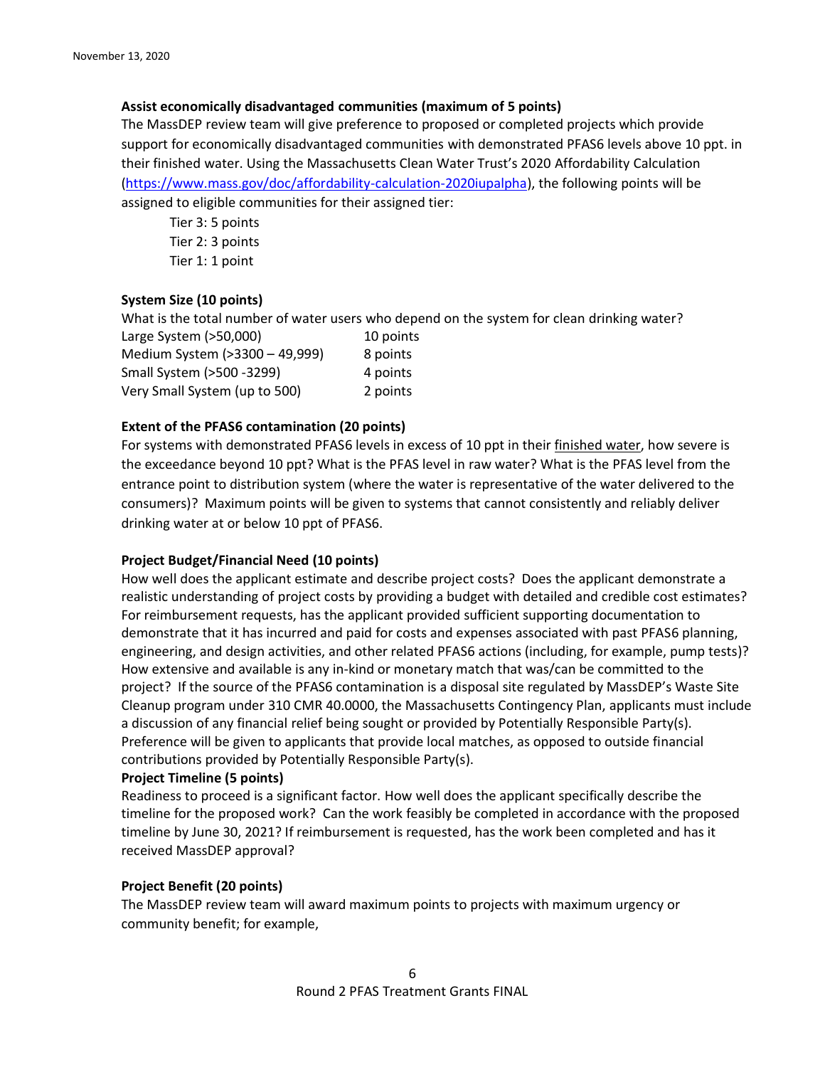**Assist economically disadvantaged communities (maximum of 5 points)**

The MassDEP review team will give preference to proposed or completed projects which provide support for economically disadvantaged communities with demonstrated PFAS6 levels above 10 ppt. in their finished water. Using the Massachusetts Clean Water Trust's 2020 Affordability Calculation ([https://www.mass.gov/doc/affordability-calculation-2020iupalpha](https://www.mass.gov/doc/affordability-calculation-2020iupalpha)), the following points will be assigned to eligible communities for their assigned tier:

Tier 3: 5 points
Tier 2: 3 points
Tier 1: 1 point

**System Size (10 points)**

What is the total number of water users who depend on the system for clean drinking water?

| | |
|---|---|
| Large System (>50,000) | 10 points |
| Medium System (>3300 – 49,999) | 8 points |
| Small System (>500 -3299) | 4 points |
| Very Small System (up to 500) | 2 points |

**Extent of the PFAS6 contamination (20 points)**

For systems with demonstrated PFAS6 levels in excess of 10 ppt in their finished water, how severe is the exceedance beyond 10 ppt? What is the PFAS level in raw water? What is the PFAS level from the entrance point to distribution system (where the water is representative of the water delivered to the consumers)? Maximum points will be given to systems that cannot consistently and reliably deliver drinking water at or below 10 ppt of PFAS6.

**Project Budget/Financial Need (10 points)**

How well does the applicant estimate and describe project costs? Does the applicant demonstrate a realistic understanding of project costs by providing a budget with detailed and credible cost estimates? For reimbursement requests, has the applicant provided sufficient supporting documentation to demonstrate that it has incurred and paid for costs and expenses associated with past PFAS6 planning, engineering, and design activities, and other related PFAS6 actions (including, for example, pump tests)? How extensive and available is any in-kind or monetary match that was/can be committed to the project? If the source of the PFAS6 contamination is a disposal site regulated by MassDEP's Waste Site Cleanup program under 310 CMR 40.0000, the Massachusetts Contingency Plan, applicants must include a discussion of any financial relief being sought or provided by Potentially Responsible Party(s). Preference will be given to applicants that provide local matches, as opposed to outside financial contributions provided by Potentially Responsible Party(s).

**Project Timeline (5 points)**

Readiness to proceed is a significant factor. How well does the applicant specifically describe the timeline for the proposed work? Can the work feasibly be completed in accordance with the proposed timeline by June 30, 2021? If reimbursement is requested, has the work been completed and has it received MassDEP approval?

**Project Benefit (20 points)**

The MassDEP review team will award maximum points to projects with maximum urgency or community benefit; for example,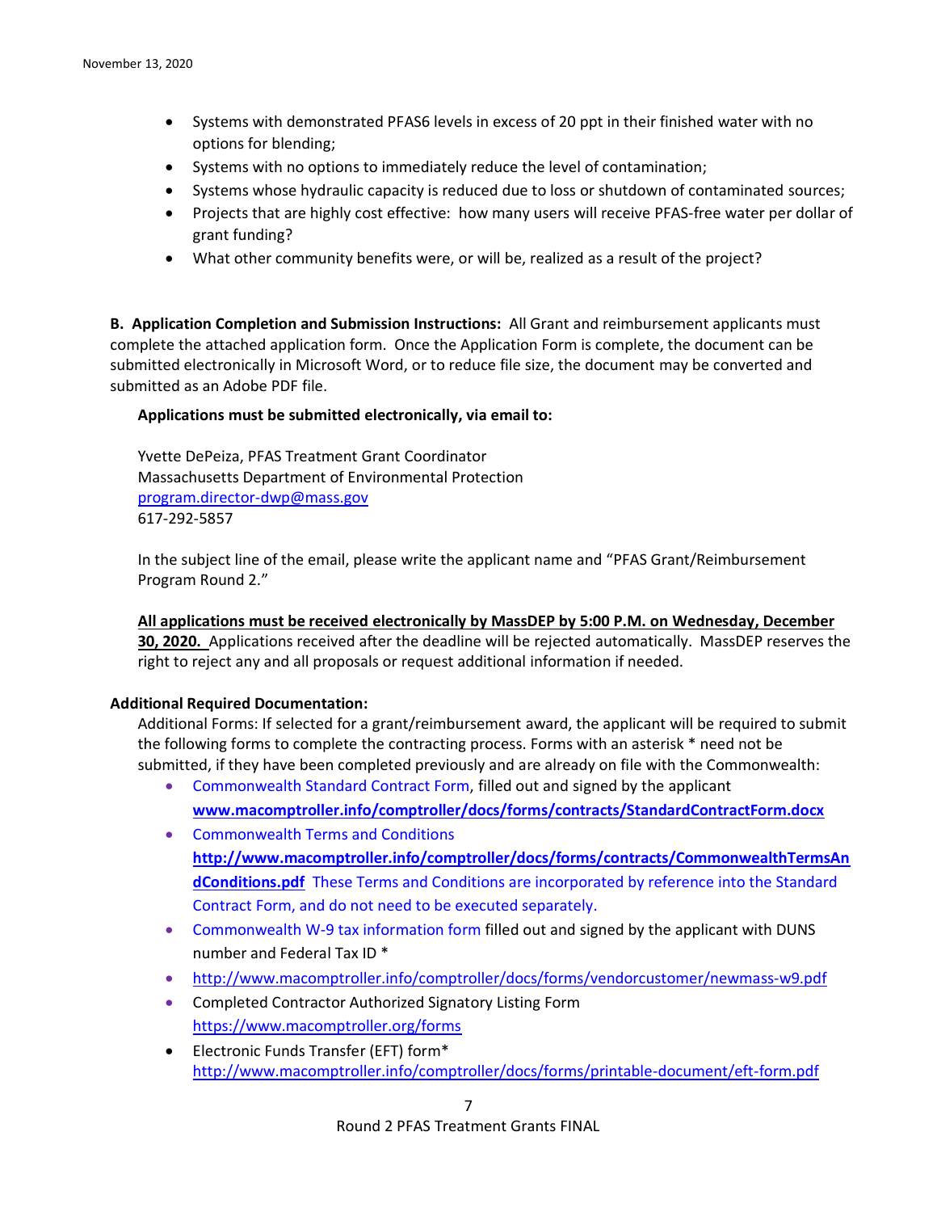- Systems with demonstrated PFAS6 levels in excess of 20 ppt in their finished water with no options for blending;
- Systems with no options to immediately reduce the level of contamination;
- Systems whose hydraulic capacity is reduced due to loss or shutdown of contaminated sources;
- Projects that are highly cost effective: how many users will receive PFAS-free water per dollar of grant funding?
- What other community benefits were, or will be, realized as a result of the project?

**B. Application Completion and Submission Instructions:** All Grant and reimbursement applicants must complete the attached application form. Once the Application Form is complete, the document can be submitted electronically in Microsoft Word, or to reduce file size, the document may be converted and submitted as an Adobe PDF file.

**Applications must be submitted electronically, via email to:**

Yvette DePeiza, PFAS Treatment Grant Coordinator
Massachusetts Department of Environmental Protection
program.director-dwp@mass.gov
617-292-5857

In the subject line of the email, please write the applicant name and "PFAS Grant/Reimbursement Program Round 2."

**All applications must be received electronically by MassDEP by 5:00 P.M. on Wednesday, December 30, 2020.** Applications received after the deadline will be rejected automatically. MassDEP reserves the right to reject any and all proposals or request additional information if needed.

**Additional Required Documentation:**

Additional Forms: If selected for a grant/reimbursement award, the applicant will be required to submit the following forms to complete the contracting process. Forms with an asterisk * need not be submitted, if they have been completed previously and are already on file with the Commonwealth:

- Commonwealth Standard Contract Form, filled out and signed by the applicant **www.macomptroller.info/comptroller/docs/forms/contracts/StandardContractForm.docx**
- Commonwealth Terms and Conditions **http://www.macomptroller.info/comptroller/docs/forms/contracts/CommonwealthTermsAndConditions.pdf** These Terms and Conditions are incorporated by reference into the Standard Contract Form, and do not need to be executed separately.
- Commonwealth W-9 tax information form filled out and signed by the applicant with DUNS number and Federal Tax ID *
- http://www.macomptroller.info/comptroller/docs/forms/vendorcustomer/newmass-w9.pdf
- Completed Contractor Authorized Signatory Listing Form https://www.macomptroller.org/forms
- Electronic Funds Transfer (EFT) form* http://www.macomptroller.info/comptroller/docs/forms/printable-document/eft-form.pdf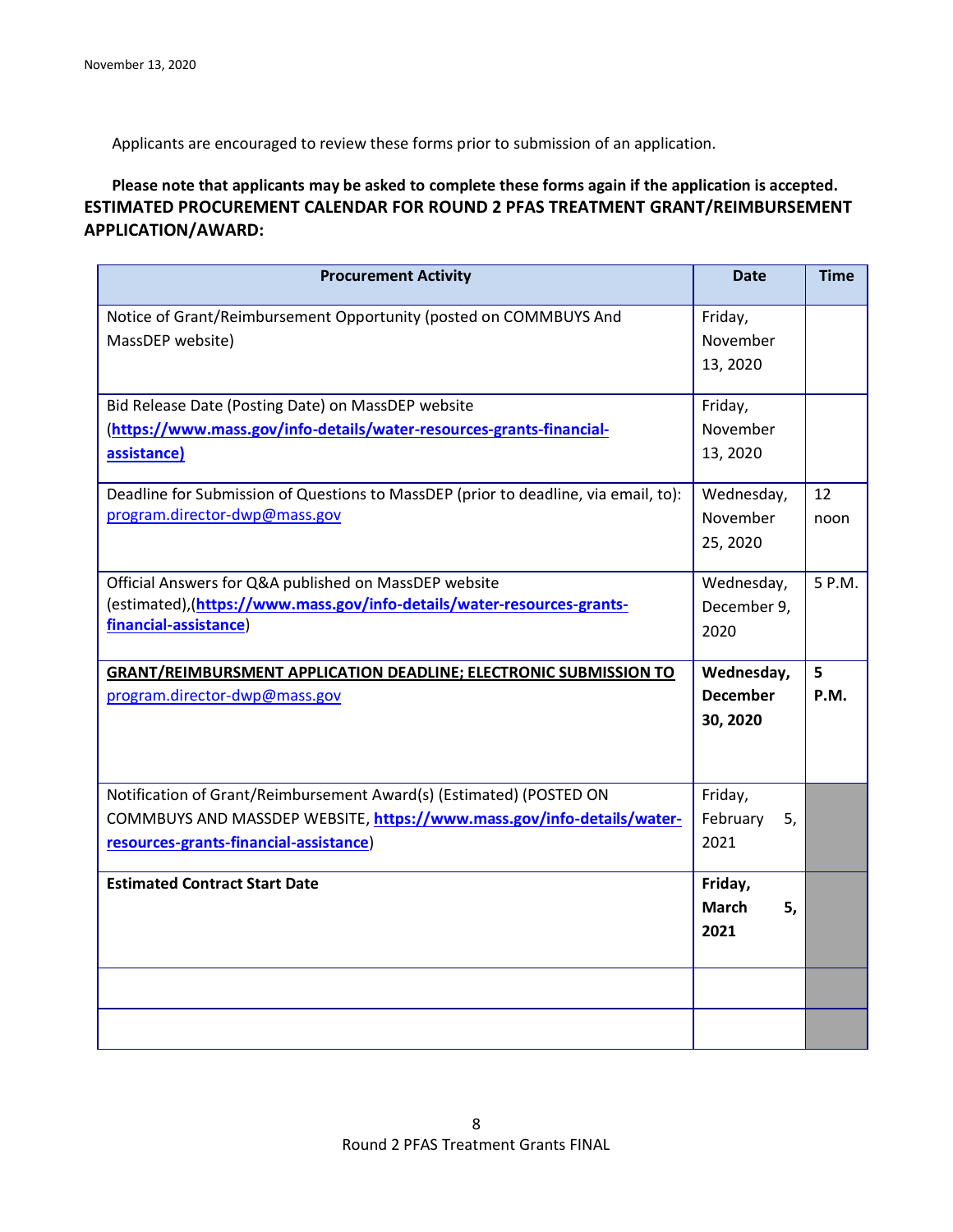Applicants are encouraged to review these forms prior to submission of an application.

**Please note that applicants may be asked to complete these forms again if the application is accepted.**

**ESTIMATED PROCUREMENT CALENDAR FOR ROUND 2 PFAS TREATMENT GRANT/REIMBURSEMENT APPLICATION/AWARD:**

| Procurement Activity | Date | Time |
|---|---|---|
| Notice of Grant/Reimbursement Opportunity (posted on COMMBUYS And MassDEP website) | Friday, November 13, 2020 | |
| Bid Release Date (Posting Date) on MassDEP website (**https://www.mass.gov/info-details/water-resources-grants-financial-assistance)** | Friday, November 13, 2020 | |
| Deadline for Submission of Questions to MassDEP (prior to deadline, via email, to): program.director-dwp@mass.gov | Wednesday, November 25, 2020 | 12 noon |
| Official Answers for Q&A published on MassDEP website (estimated),(**https://www.mass.gov/info-details/water-resources-grants-financial-assistance**) | Wednesday, December 9, 2020 | 5 P.M. |
| **GRANT/REIMBURSMENT APPLICATION DEADLINE; ELECTRONIC SUBMISSION TO** program.director-dwp@mass.gov | **Wednesday, December 30, 2020** | **5 P.M.** |
| Notification of Grant/Reimbursement Award(s) (Estimated) (POSTED ON COMMBUYS AND MASSDEP WEBSITE, **https://www.mass.gov/info-details/water-resources-grants-financial-assistance**) | Friday, February 5, 2021 | |
| **Estimated Contract Start Date** | **Friday, March 5, 2021** | |
| | | |
| | | |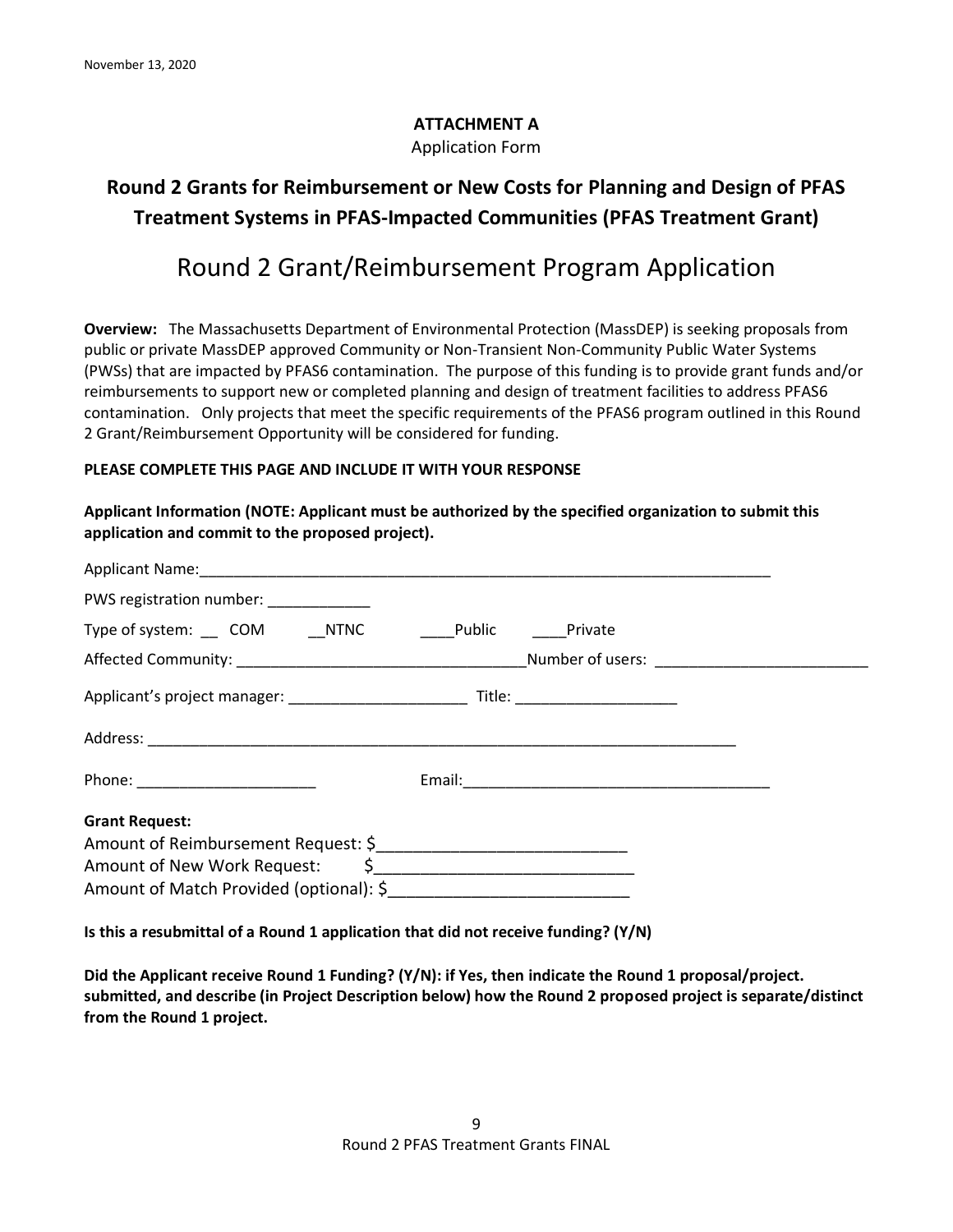November 13, 2020

**ATTACHMENT A**

Application Form

## Round 2 Grants for Reimbursement or New Costs for Planning and Design of PFAS Treatment Systems in PFAS-Impacted Communities (PFAS Treatment Grant)

# Round 2 Grant/Reimbursement Program Application

**Overview:** The Massachusetts Department of Environmental Protection (MassDEP) is seeking proposals from public or private MassDEP approved Community or Non-Transient Non-Community Public Water Systems (PWSs) that are impacted by PFAS6 contamination. The purpose of this funding is to provide grant funds and/or reimbursements to support new or completed planning and design of treatment facilities to address PFAS6 contamination. Only projects that meet the specific requirements of the PFAS6 program outlined in this Round 2 Grant/Reimbursement Opportunity will be considered for funding.

**PLEASE COMPLETE THIS PAGE AND INCLUDE IT WITH YOUR RESPONSE**

**Applicant Information (NOTE: Applicant must be authorized by the specified organization to submit this application and commit to the proposed project).**

Applicant Name:_______________________________________________________________________

PWS registration number: ____________

Type of system: __ COM __NTNC ____Public ____Private

Affected Community: _________________________________Number of users: _________________________

Applicant's project manager: _____________________ Title: ___________________

Address: _________________________________________________________________________

Phone: _____________________ Email:____________________________________

**Grant Request:**

Amount of Reimbursement Request: $___________________________

Amount of New Work Request: $____________________________

Amount of Match Provided (optional): $___________________________

**Is this a resubmittal of a Round 1 application that did not receive funding? (Y/N)**

**Did the Applicant receive Round 1 Funding? (Y/N): if Yes, then indicate the Round 1 proposal/project. submitted, and describe (in Project Description below) how the Round 2 proposed project is separate/distinct from the Round 1 project.**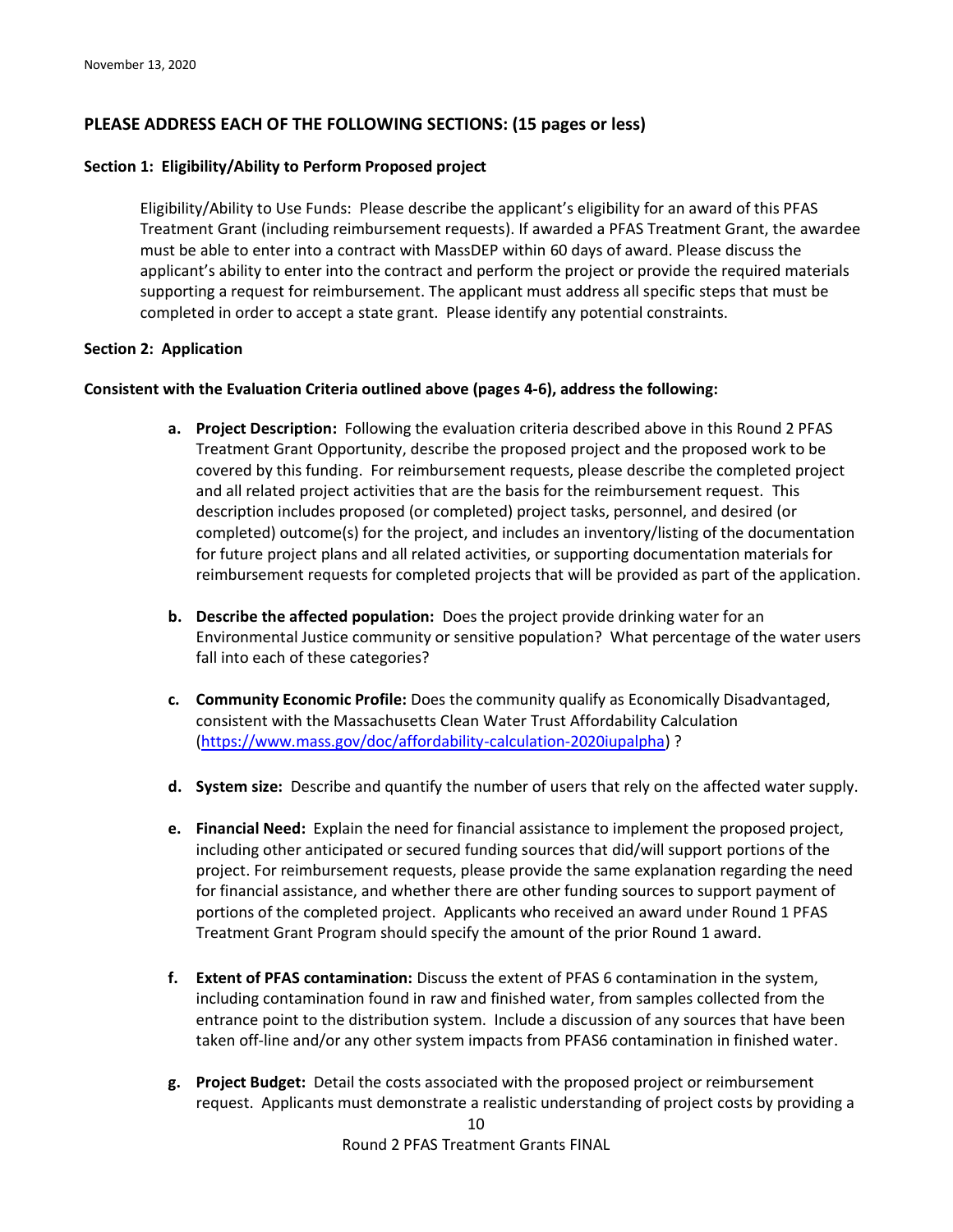November 13, 2020

## PLEASE ADDRESS EACH OF THE FOLLOWING SECTIONS: (15 pages or less)

### Section 1: Eligibility/Ability to Perform Proposed project

Eligibility/Ability to Use Funds: Please describe the applicant's eligibility for an award of this PFAS Treatment Grant (including reimbursement requests). If awarded a PFAS Treatment Grant, the awardee must be able to enter into a contract with MassDEP within 60 days of award. Please discuss the applicant's ability to enter into the contract and perform the project or provide the required materials supporting a request for reimbursement. The applicant must address all specific steps that must be completed in order to accept a state grant. Please identify any potential constraints.

### Section 2: Application

**Consistent with the Evaluation Criteria outlined above (pages 4-6), address the following:**

a. **Project Description:** Following the evaluation criteria described above in this Round 2 PFAS Treatment Grant Opportunity, describe the proposed project and the proposed work to be covered by this funding. For reimbursement requests, please describe the completed project and all related project activities that are the basis for the reimbursement request. This description includes proposed (or completed) project tasks, personnel, and desired (or completed) outcome(s) for the project, and includes an inventory/listing of the documentation for future project plans and all related activities, or supporting documentation materials for reimbursement requests for completed projects that will be provided as part of the application.

b. **Describe the affected population:** Does the project provide drinking water for an Environmental Justice community or sensitive population? What percentage of the water users fall into each of these categories?

c. **Community Economic Profile:** Does the community qualify as Economically Disadvantaged, consistent with the Massachusetts Clean Water Trust Affordability Calculation (https://www.mass.gov/doc/affordability-calculation-2020iupalpha) ?

d. **System size:** Describe and quantify the number of users that rely on the affected water supply.

e. **Financial Need:** Explain the need for financial assistance to implement the proposed project, including other anticipated or secured funding sources that did/will support portions of the project. For reimbursement requests, please provide the same explanation regarding the need for financial assistance, and whether there are other funding sources to support payment of portions of the completed project. Applicants who received an award under Round 1 PFAS Treatment Grant Program should specify the amount of the prior Round 1 award.

f. **Extent of PFAS contamination:** Discuss the extent of PFAS 6 contamination in the system, including contamination found in raw and finished water, from samples collected from the entrance point to the distribution system. Include a discussion of any sources that have been taken off-line and/or any other system impacts from PFAS6 contamination in finished water.

g. **Project Budget:** Detail the costs associated with the proposed project or reimbursement request. Applicants must demonstrate a realistic understanding of project costs by providing a

Round 2 PFAS Treatment Grants FINAL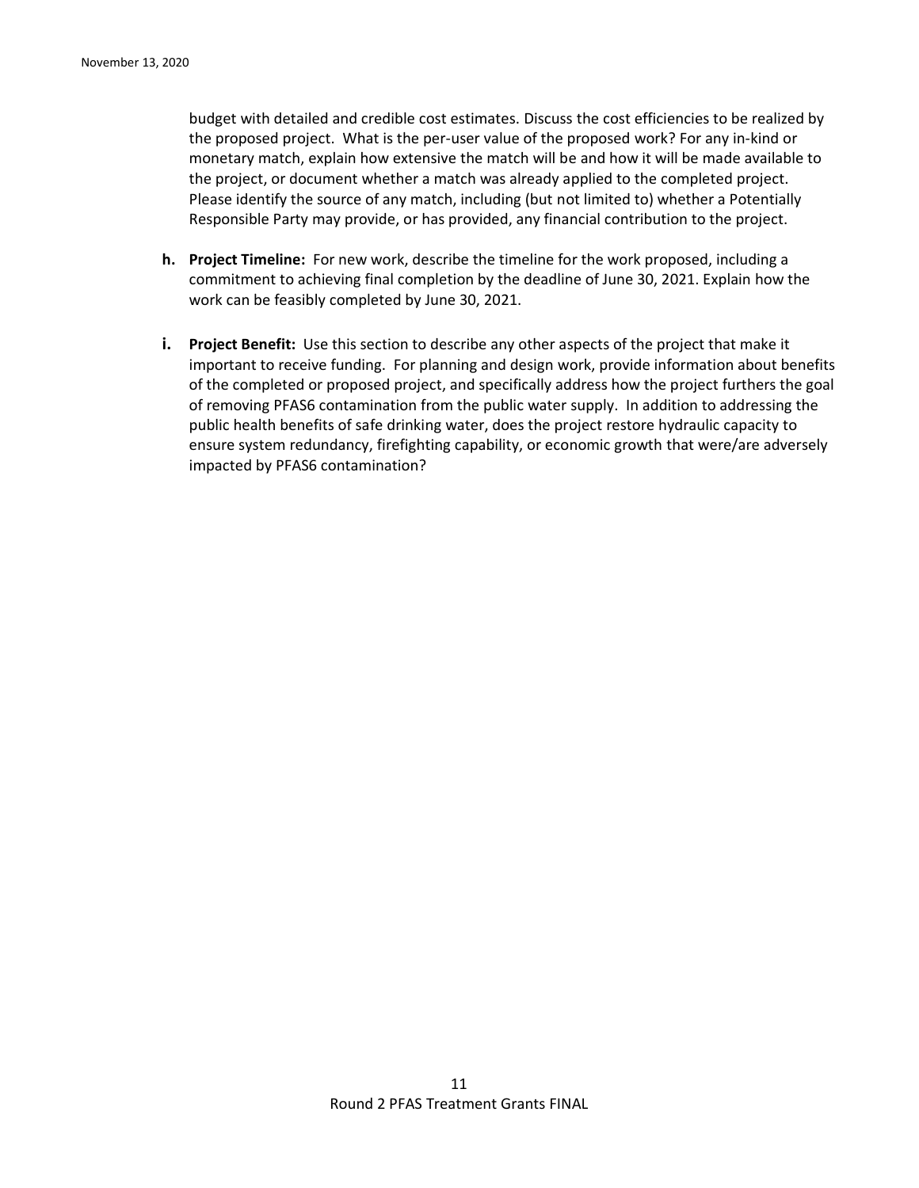budget with detailed and credible cost estimates. Discuss the cost efficiencies to be realized by the proposed project. What is the per-user value of the proposed work? For any in-kind or monetary match, explain how extensive the match will be and how it will be made available to the project, or document whether a match was already applied to the completed project. Please identify the source of any match, including (but not limited to) whether a Potentially Responsible Party may provide, or has provided, any financial contribution to the project.

h. **Project Timeline:** For new work, describe the timeline for the work proposed, including a commitment to achieving final completion by the deadline of June 30, 2021. Explain how the work can be feasibly completed by June 30, 2021.

i. **Project Benefit:** Use this section to describe any other aspects of the project that make it important to receive funding. For planning and design work, provide information about benefits of the completed or proposed project, and specifically address how the project furthers the goal of removing PFAS6 contamination from the public water supply. In addition to addressing the public health benefits of safe drinking water, does the project restore hydraulic capacity to ensure system redundancy, firefighting capability, or economic growth that were/are adversely impacted by PFAS6 contamination?